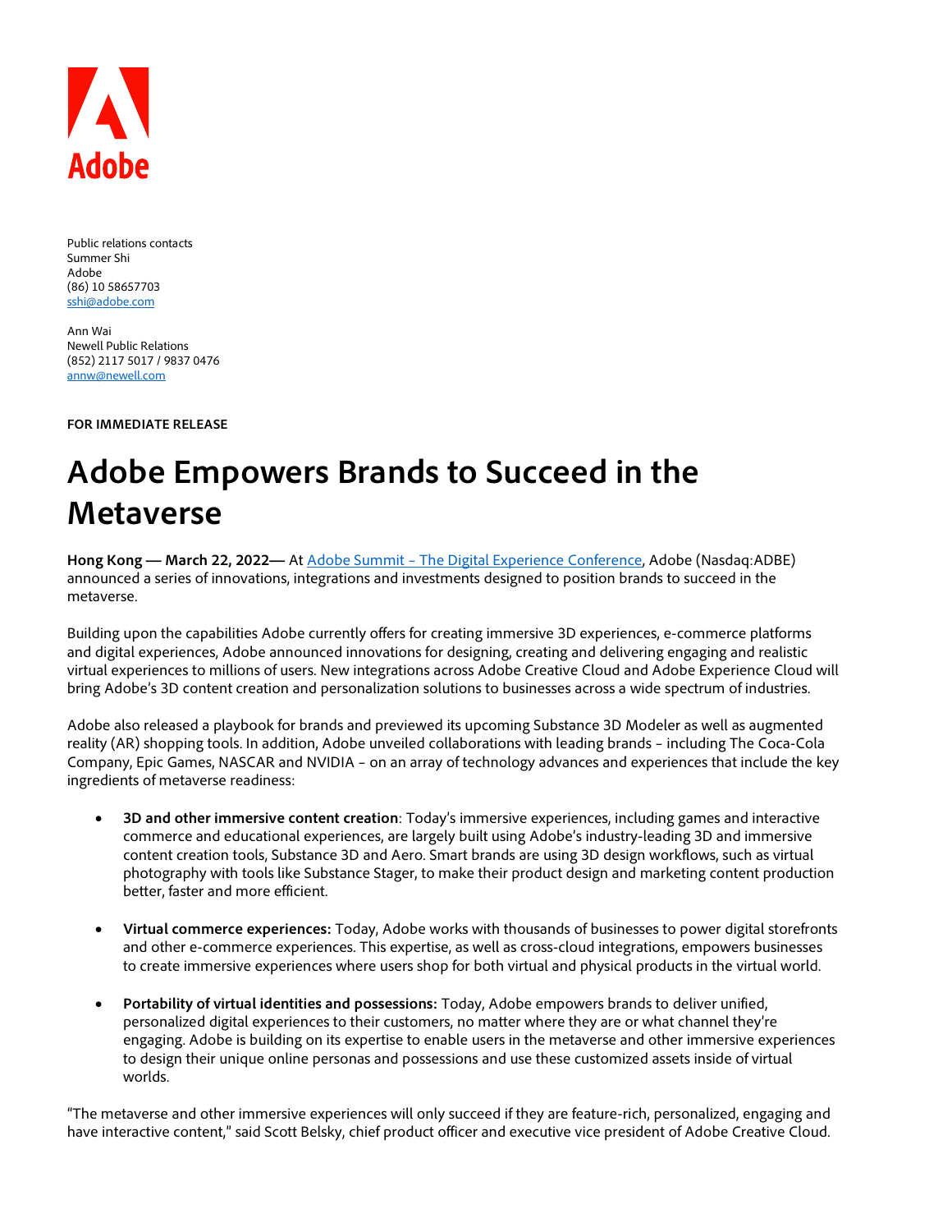Adobe

Public relations contacts
Summer Shi
Adobe
(86) 10 58657703
sshi@adobe.com

Ann Wai
Newell Public Relations
(852) 2117 5017 / 9837 0476
annw@newell.com

**FOR IMMEDIATE RELEASE**

# Adobe Empowers Brands to Succeed in the Metaverse

**Hong Kong — March 22, 2022—** At [Adobe Summit – The Digital Experience Conference](), Adobe (Nasdaq:ADBE) announced a series of innovations, integrations and investments designed to position brands to succeed in the metaverse.

Building upon the capabilities Adobe currently offers for creating immersive 3D experiences, e-commerce platforms and digital experiences, Adobe announced innovations for designing, creating and delivering engaging and realistic virtual experiences to millions of users. New integrations across Adobe Creative Cloud and Adobe Experience Cloud will bring Adobe's 3D content creation and personalization solutions to businesses across a wide spectrum of industries.

Adobe also released a playbook for brands and previewed its upcoming Substance 3D Modeler as well as augmented reality (AR) shopping tools. In addition, Adobe unveiled collaborations with leading brands – including The Coca-Cola Company, Epic Games, NASCAR and NVIDIA – on an array of technology advances and experiences that include the key ingredients of metaverse readiness:

- **3D and other immersive content creation**: Today's immersive experiences, including games and interactive commerce and educational experiences, are largely built using Adobe's industry-leading 3D and immersive content creation tools, Substance 3D and Aero. Smart brands are using 3D design workflows, such as virtual photography with tools like Substance Stager, to make their product design and marketing content production better, faster and more efficient.

- **Virtual commerce experiences:** Today, Adobe works with thousands of businesses to power digital storefronts and other e-commerce experiences. This expertise, as well as cross-cloud integrations, empowers businesses to create immersive experiences where users shop for both virtual and physical products in the virtual world.

- **Portability of virtual identities and possessions:** Today, Adobe empowers brands to deliver unified, personalized digital experiences to their customers, no matter where they are or what channel they're engaging. Adobe is building on its expertise to enable users in the metaverse and other immersive experiences to design their unique online personas and possessions and use these customized assets inside of virtual worlds.

"The metaverse and other immersive experiences will only succeed if they are feature-rich, personalized, engaging and have interactive content," said Scott Belsky, chief product officer and executive vice president of Adobe Creative Cloud.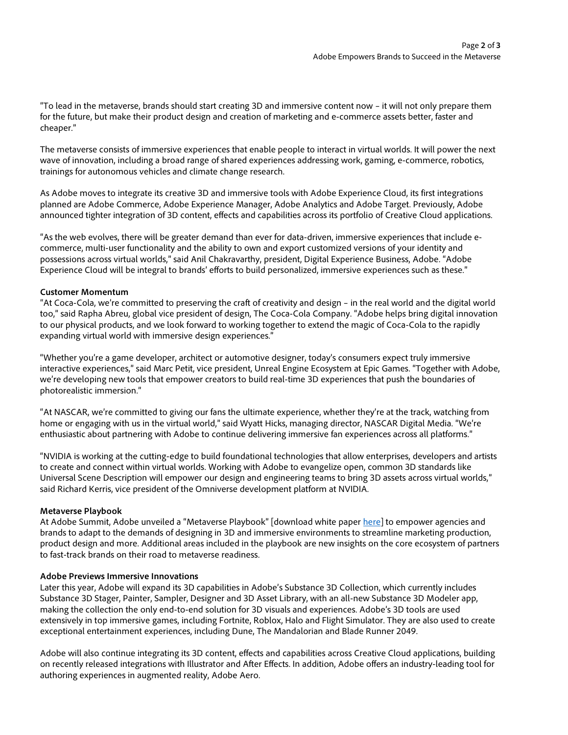"To lead in the metaverse, brands should start creating 3D and immersive content now – it will not only prepare them for the future, but make their product design and creation of marketing and e-commerce assets better, faster and cheaper."

The metaverse consists of immersive experiences that enable people to interact in virtual worlds. It will power the next wave of innovation, including a broad range of shared experiences addressing work, gaming, e-commerce, robotics, trainings for autonomous vehicles and climate change research.

As Adobe moves to integrate its creative 3D and immersive tools with Adobe Experience Cloud, its first integrations planned are Adobe Commerce, Adobe Experience Manager, Adobe Analytics and Adobe Target. Previously, Adobe announced tighter integration of 3D content, effects and capabilities across its portfolio of Creative Cloud applications.

"As the web evolves, there will be greater demand than ever for data-driven, immersive experiences that include e-commerce, multi-user functionality and the ability to own and export customized versions of your identity and possessions across virtual worlds," said Anil Chakravarthy, president, Digital Experience Business, Adobe. "Adobe Experience Cloud will be integral to brands' efforts to build personalized, immersive experiences such as these."

**Customer Momentum**

"At Coca-Cola, we're committed to preserving the craft of creativity and design – in the real world and the digital world too," said Rapha Abreu, global vice president of design, The Coca-Cola Company. "Adobe helps bring digital innovation to our physical products, and we look forward to working together to extend the magic of Coca-Cola to the rapidly expanding virtual world with immersive design experiences."

"Whether you're a game developer, architect or automotive designer, today's consumers expect truly immersive interactive experiences," said Marc Petit, vice president, Unreal Engine Ecosystem at Epic Games. "Together with Adobe, we're developing new tools that empower creators to build real-time 3D experiences that push the boundaries of photorealistic immersion."

"At NASCAR, we're committed to giving our fans the ultimate experience, whether they're at the track, watching from home or engaging with us in the virtual world," said Wyatt Hicks, managing director, NASCAR Digital Media. "We're enthusiastic about partnering with Adobe to continue delivering immersive fan experiences across all platforms."

"NVIDIA is working at the cutting-edge to build foundational technologies that allow enterprises, developers and artists to create and connect within virtual worlds. Working with Adobe to evangelize open, common 3D standards like Universal Scene Description will empower our design and engineering teams to bring 3D assets across virtual worlds," said Richard Kerris, vice president of the Omniverse development platform at NVIDIA.

**Metaverse Playbook**

At Adobe Summit, Adobe unveiled a "Metaverse Playbook" [download white paper here] to empower agencies and brands to adapt to the demands of designing in 3D and immersive environments to streamline marketing production, product design and more. Additional areas included in the playbook are new insights on the core ecosystem of partners to fast-track brands on their road to metaverse readiness.

**Adobe Previews Immersive Innovations**

Later this year, Adobe will expand its 3D capabilities in Adobe's Substance 3D Collection, which currently includes Substance 3D Stager, Painter, Sampler, Designer and 3D Asset Library, with an all-new Substance 3D Modeler app, making the collection the only end-to-end solution for 3D visuals and experiences. Adobe's 3D tools are used extensively in top immersive games, including Fortnite, Roblox, Halo and Flight Simulator. They are also used to create exceptional entertainment experiences, including Dune, The Mandalorian and Blade Runner 2049.

Adobe will also continue integrating its 3D content, effects and capabilities across Creative Cloud applications, building on recently released integrations with Illustrator and After Effects. In addition, Adobe offers an industry-leading tool for authoring experiences in augmented reality, Adobe Aero.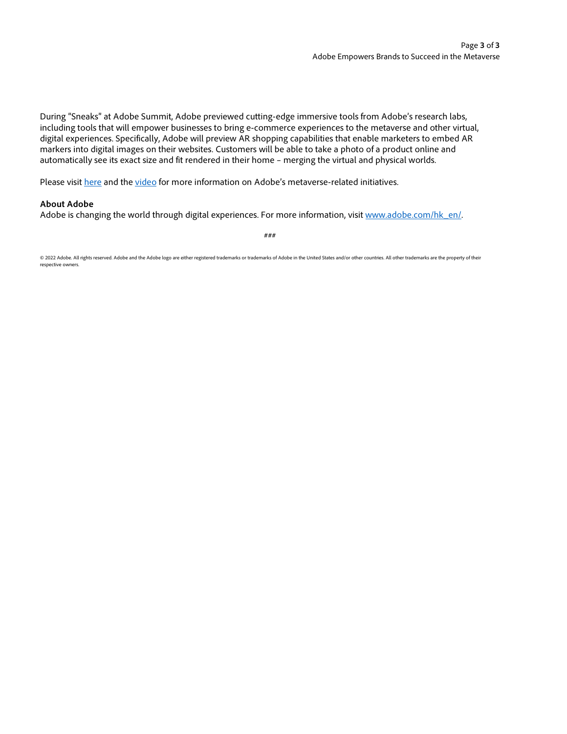During "Sneaks" at Adobe Summit, Adobe previewed cutting-edge immersive tools from Adobe's research labs, including tools that will empower businesses to bring e-commerce experiences to the metaverse and other virtual, digital experiences. Specifically, Adobe will preview AR shopping capabilities that enable marketers to embed AR markers into digital images on their websites. Customers will be able to take a photo of a product online and automatically see its exact size and fit rendered in their home – merging the virtual and physical worlds.

Please visit here and the video for more information on Adobe's metaverse-related initiatives.

**About Adobe**
Adobe is changing the world through digital experiences. For more information, visit www.adobe.com/hk_en/.

###

© 2022 Adobe. All rights reserved. Adobe and the Adobe logo are either registered trademarks or trademarks of Adobe in the United States and/or other countries. All other trademarks are the property of their respective owners.